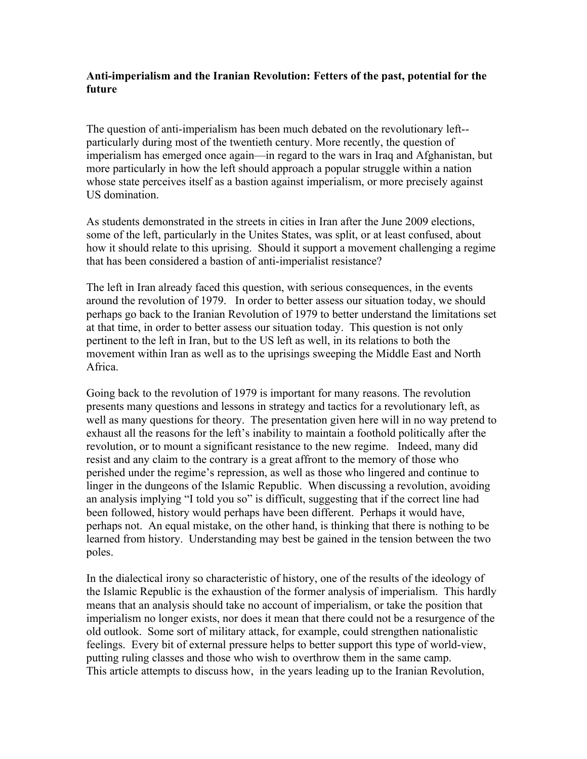**Anti-imperialism and the Iranian Revolution: Fetters of the past, potential for the future**

The question of anti-imperialism has been much debated on the revolutionary left--particularly during most of the twentieth century. More recently, the question of imperialism has emerged once again—in regard to the wars in Iraq and Afghanistan, but more particularly in how the left should approach a popular struggle within a nation whose state perceives itself as a bastion against imperialism, or more precisely against US domination.

As students demonstrated in the streets in cities in Iran after the June 2009 elections, some of the left, particularly in the Unites States, was split, or at least confused, about how it should relate to this uprising. Should it support a movement challenging a regime that has been considered a bastion of anti-imperialist resistance?

The left in Iran already faced this question, with serious consequences, in the events around the revolution of 1979. In order to better assess our situation today, we should perhaps go back to the Iranian Revolution of 1979 to better understand the limitations set at that time, in order to better assess our situation today. This question is not only pertinent to the left in Iran, but to the US left as well, in its relations to both the movement within Iran as well as to the uprisings sweeping the Middle East and North Africa.

Going back to the revolution of 1979 is important for many reasons. The revolution presents many questions and lessons in strategy and tactics for a revolutionary left, as well as many questions for theory. The presentation given here will in no way pretend to exhaust all the reasons for the left's inability to maintain a foothold politically after the revolution, or to mount a significant resistance to the new regime. Indeed, many did resist and any claim to the contrary is a great affront to the memory of those who perished under the regime's repression, as well as those who lingered and continue to linger in the dungeons of the Islamic Republic. When discussing a revolution, avoiding an analysis implying "I told you so" is difficult, suggesting that if the correct line had been followed, history would perhaps have been different. Perhaps it would have, perhaps not. An equal mistake, on the other hand, is thinking that there is nothing to be learned from history. Understanding may best be gained in the tension between the two poles.

In the dialectical irony so characteristic of history, one of the results of the ideology of the Islamic Republic is the exhaustion of the former analysis of imperialism. This hardly means that an analysis should take no account of imperialism, or take the position that imperialism no longer exists, nor does it mean that there could not be a resurgence of the old outlook. Some sort of military attack, for example, could strengthen nationalistic feelings. Every bit of external pressure helps to better support this type of world-view, putting ruling classes and those who wish to overthrow them in the same camp.
This article attempts to discuss how, in the years leading up to the Iranian Revolution,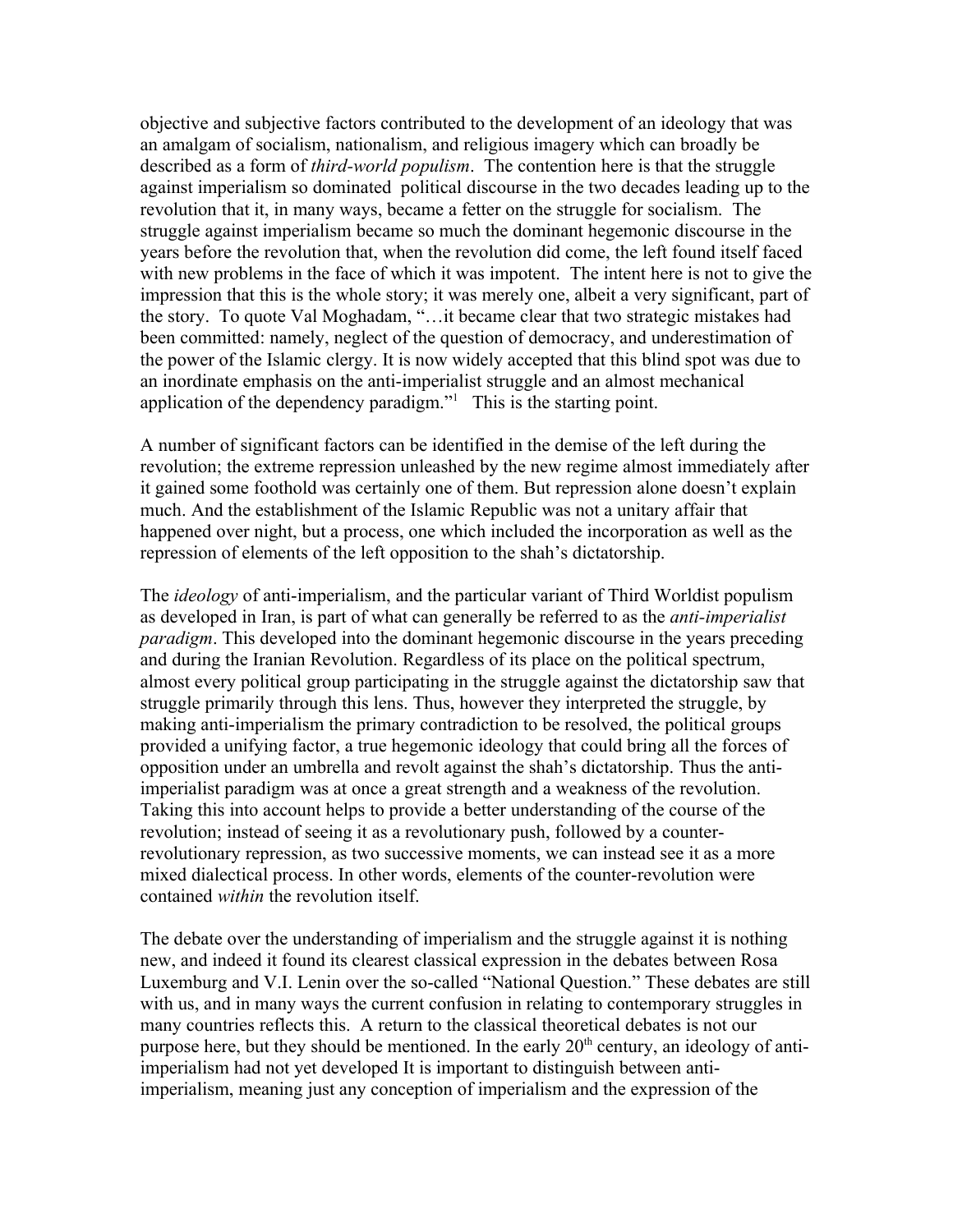objective and subjective factors contributed to the development of an ideology that was an amalgam of socialism, nationalism, and religious imagery which can broadly be described as a form of *third-world populism*. The contention here is that the struggle against imperialism so dominated political discourse in the two decades leading up to the revolution that it, in many ways, became a fetter on the struggle for socialism. The struggle against imperialism became so much the dominant hegemonic discourse in the years before the revolution that, when the revolution did come, the left found itself faced with new problems in the face of which it was impotent. The intent here is not to give the impression that this is the whole story; it was merely one, albeit a very significant, part of the story. To quote Val Moghadam, "…it became clear that two strategic mistakes had been committed: namely, neglect of the question of democracy, and underestimation of the power of the Islamic clergy. It is now widely accepted that this blind spot was due to an inordinate emphasis on the anti-imperialist struggle and an almost mechanical application of the dependency paradigm."[1] This is the starting point.

A number of significant factors can be identified in the demise of the left during the revolution; the extreme repression unleashed by the new regime almost immediately after it gained some foothold was certainly one of them. But repression alone doesn't explain much. And the establishment of the Islamic Republic was not a unitary affair that happened over night, but a process, one which included the incorporation as well as the repression of elements of the left opposition to the shah's dictatorship.

The *ideology* of anti-imperialism, and the particular variant of Third Worldist populism as developed in Iran, is part of what can generally be referred to as the *anti-imperialist paradigm*. This developed into the dominant hegemonic discourse in the years preceding and during the Iranian Revolution. Regardless of its place on the political spectrum, almost every political group participating in the struggle against the dictatorship saw that struggle primarily through this lens. Thus, however they interpreted the struggle, by making anti-imperialism the primary contradiction to be resolved, the political groups provided a unifying factor, a true hegemonic ideology that could bring all the forces of opposition under an umbrella and revolt against the shah's dictatorship. Thus the anti-imperialist paradigm was at once a great strength and a weakness of the revolution. Taking this into account helps to provide a better understanding of the course of the revolution; instead of seeing it as a revolutionary push, followed by a counter-revolutionary repression, as two successive moments, we can instead see it as a more mixed dialectical process. In other words, elements of the counter-revolution were contained *within* the revolution itself.

The debate over the understanding of imperialism and the struggle against it is nothing new, and indeed it found its clearest classical expression in the debates between Rosa Luxemburg and V.I. Lenin over the so-called "National Question." These debates are still with us, and in many ways the current confusion in relating to contemporary struggles in many countries reflects this. A return to the classical theoretical debates is not our purpose here, but they should be mentioned. In the early 20th century, an ideology of anti-imperialism had not yet developed It is important to distinguish between anti-imperialism, meaning just any conception of imperialism and the expression of the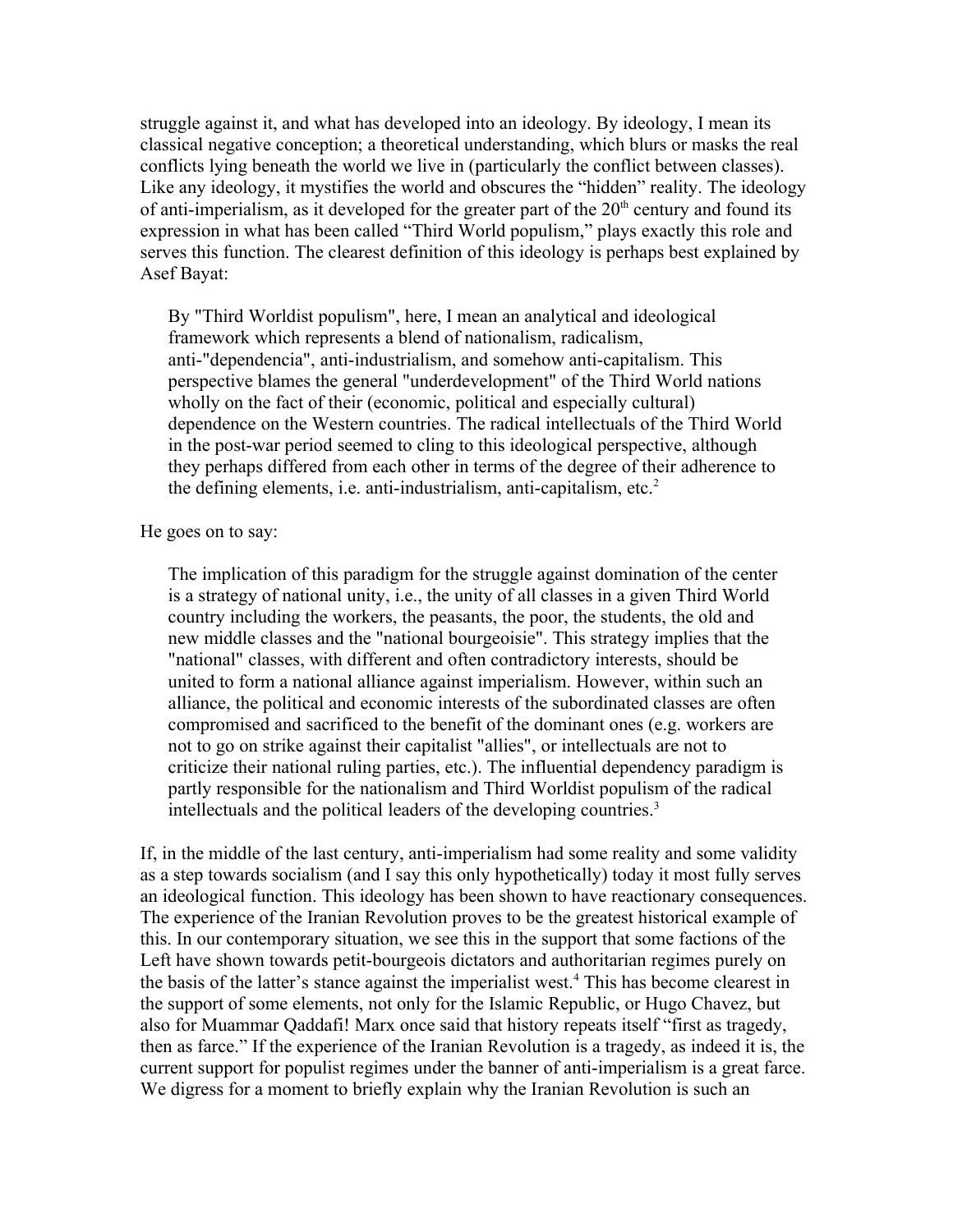struggle against it, and what has developed into an ideology. By ideology, I mean its classical negative conception; a theoretical understanding, which blurs or masks the real conflicts lying beneath the world we live in (particularly the conflict between classes). Like any ideology, it mystifies the world and obscures the "hidden" reality. The ideology of anti-imperialism, as it developed for the greater part of the 20th century and found its expression in what has been called "Third World populism," plays exactly this role and serves this function. The clearest definition of this ideology is perhaps best explained by Asef Bayat:

> By "Third Worldist populism", here, I mean an analytical and ideological framework which represents a blend of nationalism, radicalism, anti-"dependencia", anti-industrialism, and somehow anti-capitalism. This perspective blames the general "underdevelopment" of the Third World nations wholly on the fact of their (economic, political and especially cultural) dependence on the Western countries. The radical intellectuals of the Third World in the post-war period seemed to cling to this ideological perspective, although they perhaps differed from each other in terms of the degree of their adherence to the defining elements, i.e. anti-industrialism, anti-capitalism, etc.[2]

He goes on to say:

> The implication of this paradigm for the struggle against domination of the center is a strategy of national unity, i.e., the unity of all classes in a given Third World country including the workers, the peasants, the poor, the students, the old and new middle classes and the "national bourgeoisie". This strategy implies that the "national" classes, with different and often contradictory interests, should be united to form a national alliance against imperialism. However, within such an alliance, the political and economic interests of the subordinated classes are often compromised and sacrificed to the benefit of the dominant ones (e.g. workers are not to go on strike against their capitalist "allies", or intellectuals are not to criticize their national ruling parties, etc.). The influential dependency paradigm is partly responsible for the nationalism and Third Worldist populism of the radical intellectuals and the political leaders of the developing countries.[3]

If, in the middle of the last century, anti-imperialism had some reality and some validity as a step towards socialism (and I say this only hypothetically) today it most fully serves an ideological function. This ideology has been shown to have reactionary consequences. The experience of the Iranian Revolution proves to be the greatest historical example of this. In our contemporary situation, we see this in the support that some factions of the Left have shown towards petit-bourgeois dictators and authoritarian regimes purely on the basis of the latter's stance against the imperialist west.[4] This has become clearest in the support of some elements, not only for the Islamic Republic, or Hugo Chavez, but also for Muammar Qaddafi! Marx once said that history repeats itself "first as tragedy, then as farce." If the experience of the Iranian Revolution is a tragedy, as indeed it is, the current support for populist regimes under the banner of anti-imperialism is a great farce. We digress for a moment to briefly explain why the Iranian Revolution is such an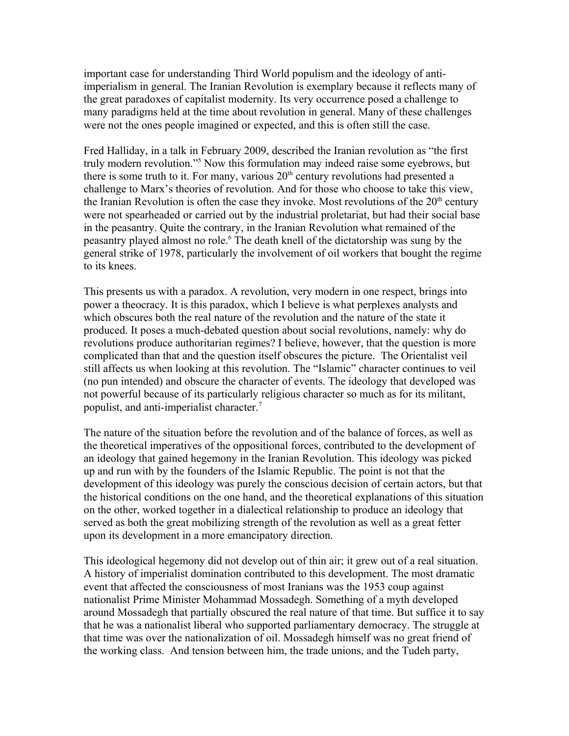important case for understanding Third World populism and the ideology of anti-imperialism in general. The Iranian Revolution is exemplary because it reflects many of the great paradoxes of capitalist modernity. Its very occurrence posed a challenge to many paradigms held at the time about revolution in general. Many of these challenges were not the ones people imagined or expected, and this is often still the case.

Fred Halliday, in a talk in February 2009, described the Iranian revolution as "the first truly modern revolution."[5] Now this formulation may indeed raise some eyebrows, but there is some truth to it. For many, various 20th century revolutions had presented a challenge to Marx's theories of revolution. And for those who choose to take this view, the Iranian Revolution is often the case they invoke. Most revolutions of the 20th century were not spearheaded or carried out by the industrial proletariat, but had their social base in the peasantry. Quite the contrary, in the Iranian Revolution what remained of the peasantry played almost no role.[6] The death knell of the dictatorship was sung by the general strike of 1978, particularly the involvement of oil workers that bought the regime to its knees.

This presents us with a paradox. A revolution, very modern in one respect, brings into power a theocracy. It is this paradox, which I believe is what perplexes analysts and which obscures both the real nature of the revolution and the nature of the state it produced. It poses a much-debated question about social revolutions, namely: why do revolutions produce authoritarian regimes? I believe, however, that the question is more complicated than that and the question itself obscures the picture. The Orientalist veil still affects us when looking at this revolution. The "Islamic" character continues to veil (no pun intended) and obscure the character of events. The ideology that developed was not powerful because of its particularly religious character so much as for its militant, populist, and anti-imperialist character.[7]

The nature of the situation before the revolution and of the balance of forces, as well as the theoretical imperatives of the oppositional forces, contributed to the development of an ideology that gained hegemony in the Iranian Revolution. This ideology was picked up and run with by the founders of the Islamic Republic. The point is not that the development of this ideology was purely the conscious decision of certain actors, but that the historical conditions on the one hand, and the theoretical explanations of this situation on the other, worked together in a dialectical relationship to produce an ideology that served as both the great mobilizing strength of the revolution as well as a great fetter upon its development in a more emancipatory direction.

This ideological hegemony did not develop out of thin air; it grew out of a real situation. A history of imperialist domination contributed to this development. The most dramatic event that affected the consciousness of most Iranians was the 1953 coup against nationalist Prime Minister Mohammad Mossadegh. Something of a myth developed around Mossadegh that partially obscured the real nature of that time. But suffice it to say that he was a nationalist liberal who supported parliamentary democracy. The struggle at that time was over the nationalization of oil. Mossadegh himself was no great friend of the working class. And tension between him, the trade unions, and the Tudeh party,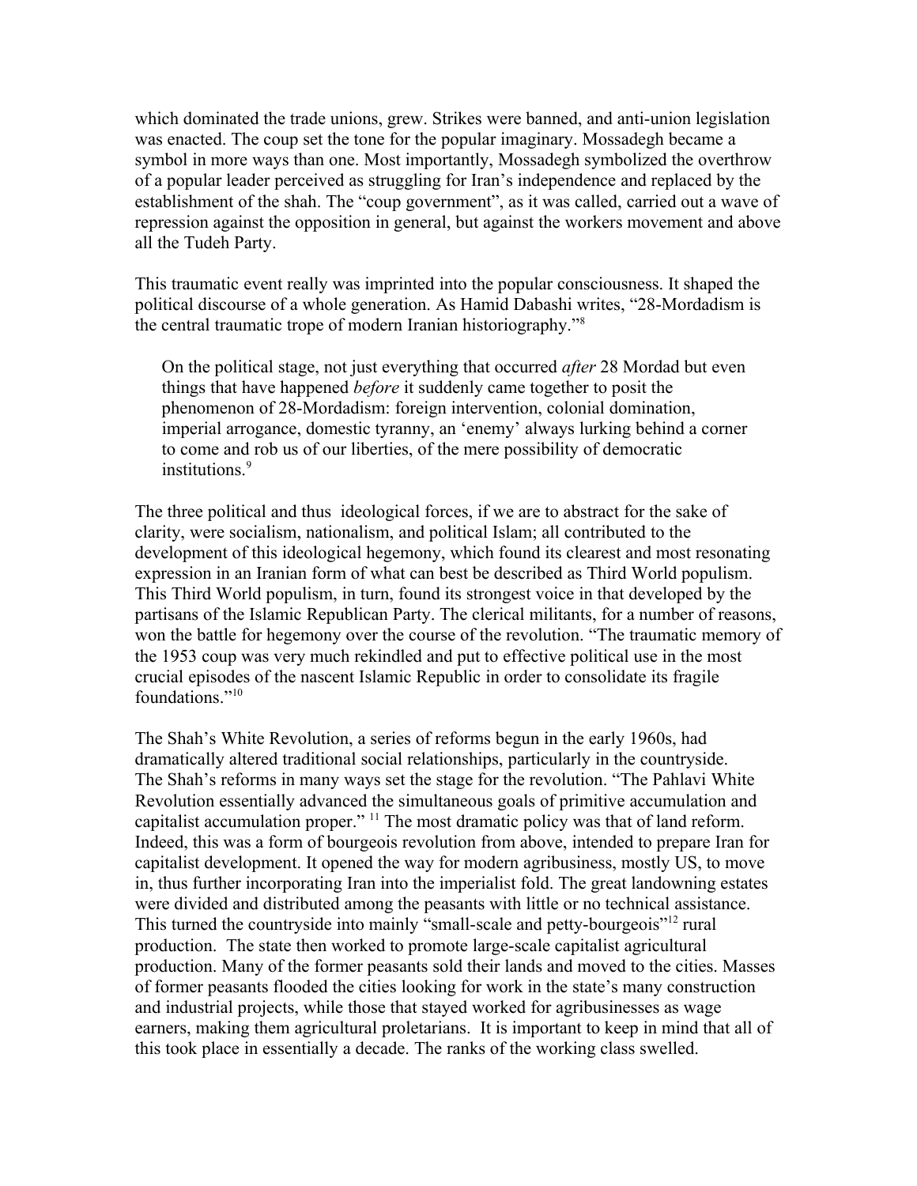which dominated the trade unions, grew. Strikes were banned, and anti-union legislation was enacted. The coup set the tone for the popular imaginary. Mossadegh became a symbol in more ways than one. Most importantly, Mossadegh symbolized the overthrow of a popular leader perceived as struggling for Iran's independence and replaced by the establishment of the shah. The "coup government", as it was called, carried out a wave of repression against the opposition in general, but against the workers movement and above all the Tudeh Party.

This traumatic event really was imprinted into the popular consciousness. It shaped the political discourse of a whole generation. As Hamid Dabashi writes, "28-Mordadism is the central traumatic trope of modern Iranian historiography."[8]

> On the political stage, not just everything that occurred *after* 28 Mordad but even things that have happened *before* it suddenly came together to posit the phenomenon of 28-Mordadism: foreign intervention, colonial domination, imperial arrogance, domestic tyranny, an 'enemy' always lurking behind a corner to come and rob us of our liberties, of the mere possibility of democratic institutions.[9]

The three political and thus ideological forces, if we are to abstract for the sake of clarity, were socialism, nationalism, and political Islam; all contributed to the development of this ideological hegemony, which found its clearest and most resonating expression in an Iranian form of what can best be described as Third World populism. This Third World populism, in turn, found its strongest voice in that developed by the partisans of the Islamic Republican Party. The clerical militants, for a number of reasons, won the battle for hegemony over the course of the revolution. "The traumatic memory of the 1953 coup was very much rekindled and put to effective political use in the most crucial episodes of the nascent Islamic Republic in order to consolidate its fragile foundations."[10]

The Shah's White Revolution, a series of reforms begun in the early 1960s, had dramatically altered traditional social relationships, particularly in the countryside. The Shah's reforms in many ways set the stage for the revolution. "The Pahlavi White Revolution essentially advanced the simultaneous goals of primitive accumulation and capitalist accumulation proper." [11] The most dramatic policy was that of land reform. Indeed, this was a form of bourgeois revolution from above, intended to prepare Iran for capitalist development. It opened the way for modern agribusiness, mostly US, to move in, thus further incorporating Iran into the imperialist fold. The great landowning estates were divided and distributed among the peasants with little or no technical assistance. This turned the countryside into mainly "small-scale and petty-bourgeois"[12] rural production. The state then worked to promote large-scale capitalist agricultural production. Many of the former peasants sold their lands and moved to the cities. Masses of former peasants flooded the cities looking for work in the state's many construction and industrial projects, while those that stayed worked for agribusinesses as wage earners, making them agricultural proletarians. It is important to keep in mind that all of this took place in essentially a decade. The ranks of the working class swelled.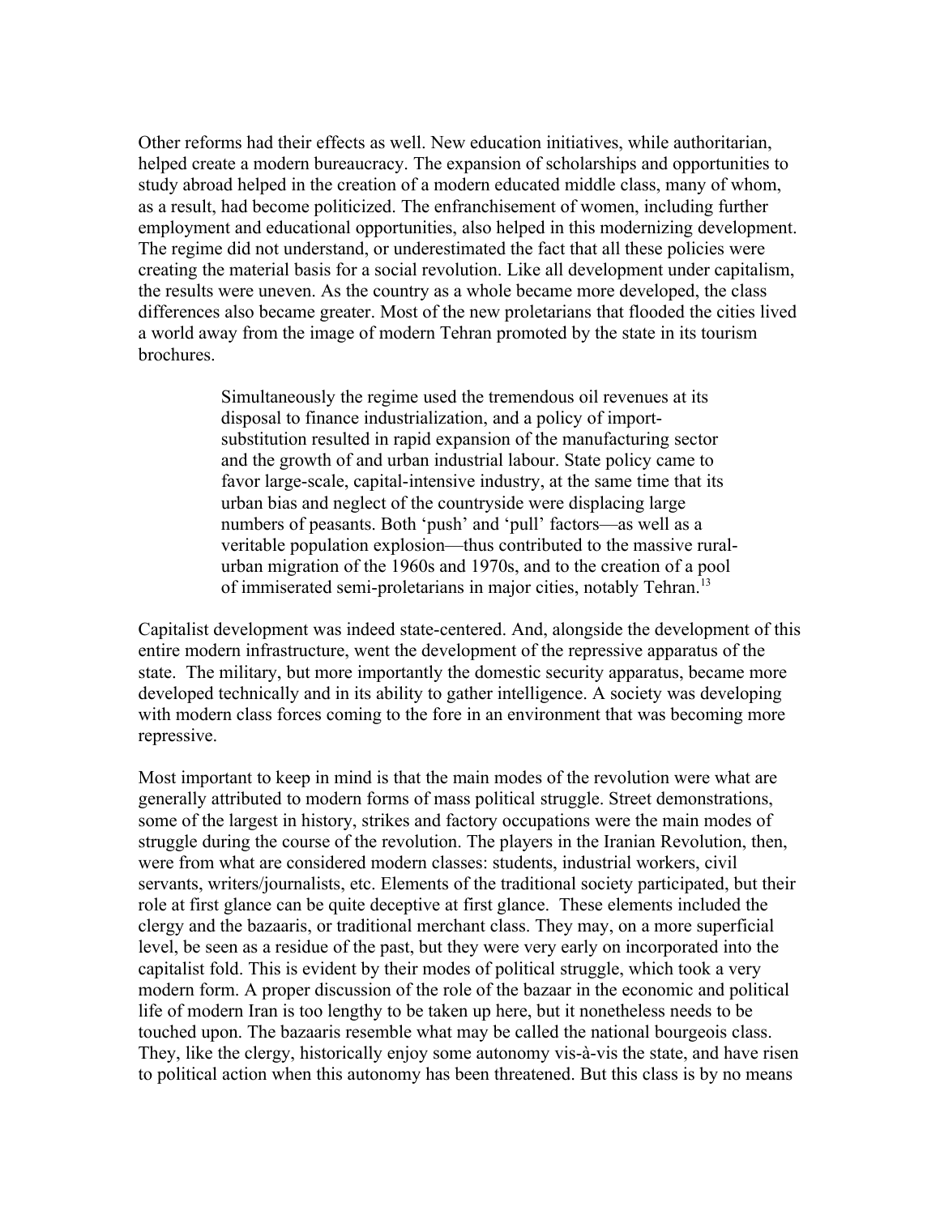Other reforms had their effects as well. New education initiatives, while authoritarian, helped create a modern bureaucracy. The expansion of scholarships and opportunities to study abroad helped in the creation of a modern educated middle class, many of whom, as a result, had become politicized. The enfranchisement of women, including further employment and educational opportunities, also helped in this modernizing development. The regime did not understand, or underestimated the fact that all these policies were creating the material basis for a social revolution. Like all development under capitalism, the results were uneven. As the country as a whole became more developed, the class differences also became greater. Most of the new proletarians that flooded the cities lived a world away from the image of modern Tehran promoted by the state in its tourism brochures.

> Simultaneously the regime used the tremendous oil revenues at its disposal to finance industrialization, and a policy of import-substitution resulted in rapid expansion of the manufacturing sector and the growth of and urban industrial labour. State policy came to favor large-scale, capital-intensive industry, at the same time that its urban bias and neglect of the countryside were displacing large numbers of peasants. Both 'push' and 'pull' factors—as well as a veritable population explosion—thus contributed to the massive rural-urban migration of the 1960s and 1970s, and to the creation of a pool of immiserated semi-proletarians in major cities, notably Tehran.[13]

Capitalist development was indeed state-centered. And, alongside the development of this entire modern infrastructure, went the development of the repressive apparatus of the state. The military, but more importantly the domestic security apparatus, became more developed technically and in its ability to gather intelligence. A society was developing with modern class forces coming to the fore in an environment that was becoming more repressive.

Most important to keep in mind is that the main modes of the revolution were what are generally attributed to modern forms of mass political struggle. Street demonstrations, some of the largest in history, strikes and factory occupations were the main modes of struggle during the course of the revolution. The players in the Iranian Revolution, then, were from what are considered modern classes: students, industrial workers, civil servants, writers/journalists, etc. Elements of the traditional society participated, but their role at first glance can be quite deceptive at first glance. These elements included the clergy and the bazaaris, or traditional merchant class. They may, on a more superficial level, be seen as a residue of the past, but they were very early on incorporated into the capitalist fold. This is evident by their modes of political struggle, which took a very modern form. A proper discussion of the role of the bazaar in the economic and political life of modern Iran is too lengthy to be taken up here, but it nonetheless needs to be touched upon. The bazaaris resemble what may be called the national bourgeois class. They, like the clergy, historically enjoy some autonomy vis-à-vis the state, and have risen to political action when this autonomy has been threatened. But this class is by no means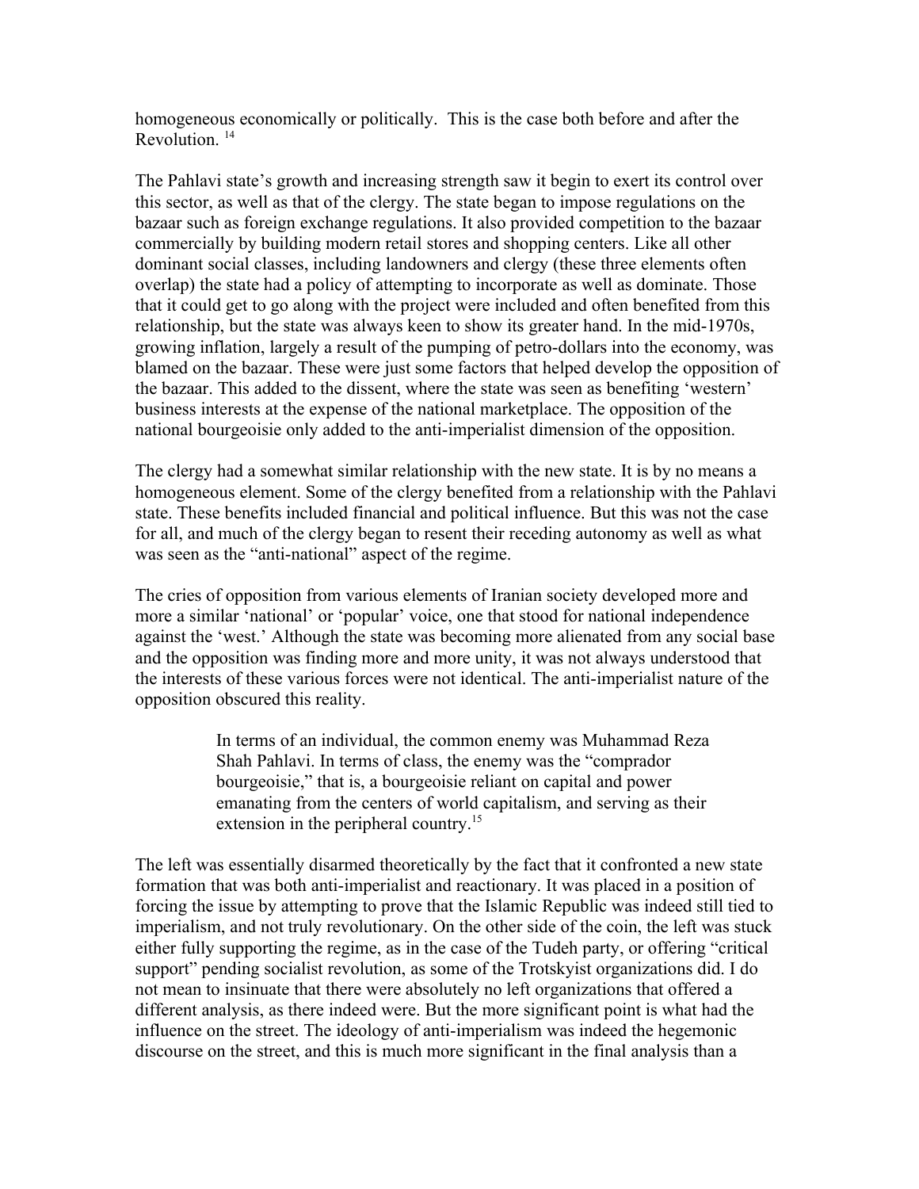homogeneous economically or politically. This is the case both before and after the Revolution. [14]

The Pahlavi state's growth and increasing strength saw it begin to exert its control over this sector, as well as that of the clergy. The state began to impose regulations on the bazaar such as foreign exchange regulations. It also provided competition to the bazaar commercially by building modern retail stores and shopping centers. Like all other dominant social classes, including landowners and clergy (these three elements often overlap) the state had a policy of attempting to incorporate as well as dominate. Those that it could get to go along with the project were included and often benefited from this relationship, but the state was always keen to show its greater hand. In the mid-1970s, growing inflation, largely a result of the pumping of petro-dollars into the economy, was blamed on the bazaar. These were just some factors that helped develop the opposition of the bazaar. This added to the dissent, where the state was seen as benefiting 'western' business interests at the expense of the national marketplace. The opposition of the national bourgeoisie only added to the anti-imperialist dimension of the opposition.

The clergy had a somewhat similar relationship with the new state. It is by no means a homogeneous element. Some of the clergy benefited from a relationship with the Pahlavi state. These benefits included financial and political influence. But this was not the case for all, and much of the clergy began to resent their receding autonomy as well as what was seen as the "anti-national" aspect of the regime.

The cries of opposition from various elements of Iranian society developed more and more a similar 'national' or 'popular' voice, one that stood for national independence against the 'west.' Although the state was becoming more alienated from any social base and the opposition was finding more and more unity, it was not always understood that the interests of these various forces were not identical. The anti-imperialist nature of the opposition obscured this reality.

> In terms of an individual, the common enemy was Muhammad Reza Shah Pahlavi. In terms of class, the enemy was the "comprador bourgeoisie," that is, a bourgeoisie reliant on capital and power emanating from the centers of world capitalism, and serving as their extension in the peripheral country.[15]

The left was essentially disarmed theoretically by the fact that it confronted a new state formation that was both anti-imperialist and reactionary. It was placed in a position of forcing the issue by attempting to prove that the Islamic Republic was indeed still tied to imperialism, and not truly revolutionary. On the other side of the coin, the left was stuck either fully supporting the regime, as in the case of the Tudeh party, or offering "critical support" pending socialist revolution, as some of the Trotskyist organizations did. I do not mean to insinuate that there were absolutely no left organizations that offered a different analysis, as there indeed were. But the more significant point is what had the influence on the street. The ideology of anti-imperialism was indeed the hegemonic discourse on the street, and this is much more significant in the final analysis than a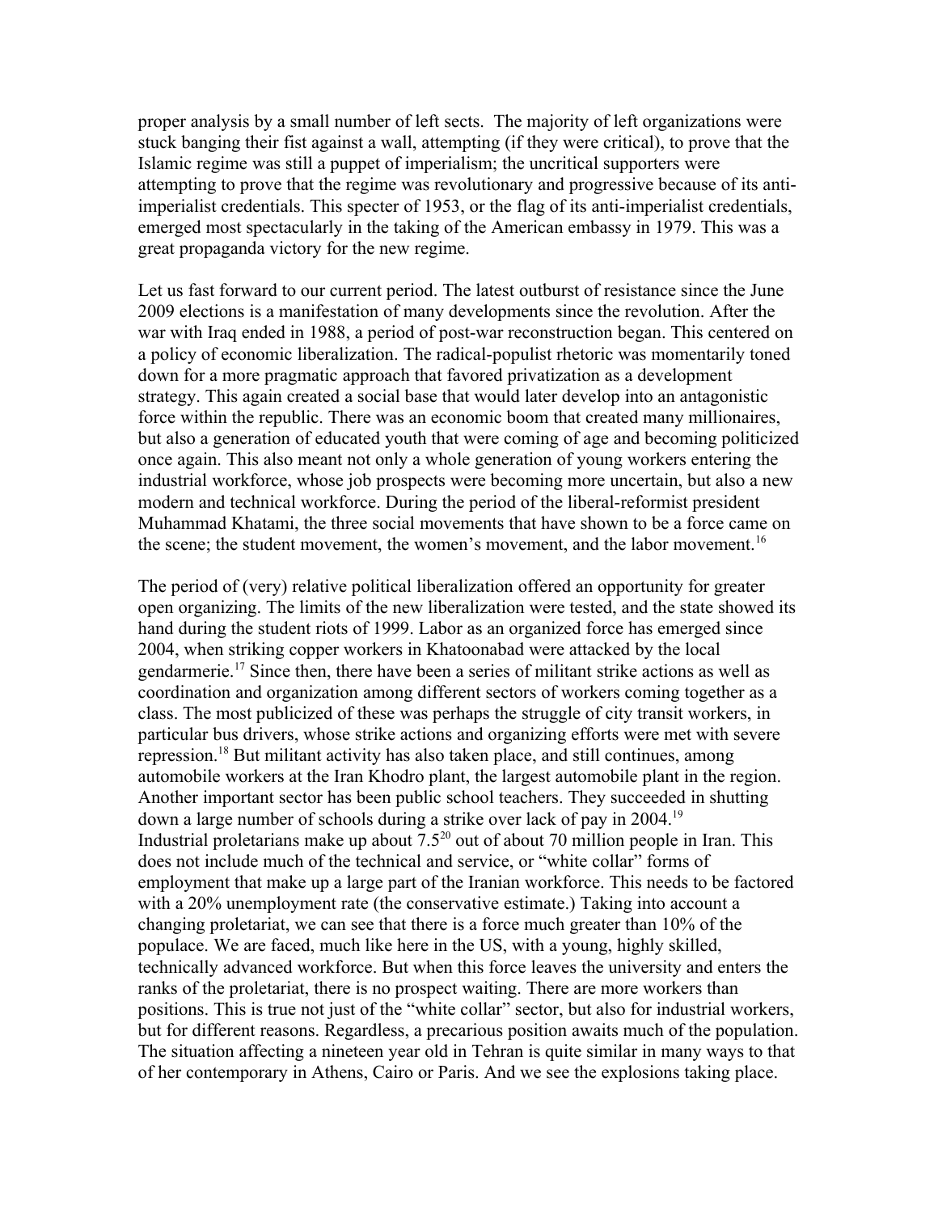proper analysis by a small number of left sects. The majority of left organizations were stuck banging their fist against a wall, attempting (if they were critical), to prove that the Islamic regime was still a puppet of imperialism; the uncritical supporters were attempting to prove that the regime was revolutionary and progressive because of its anti-imperialist credentials. This specter of 1953, or the flag of its anti-imperialist credentials, emerged most spectacularly in the taking of the American embassy in 1979. This was a great propaganda victory for the new regime.

Let us fast forward to our current period. The latest outburst of resistance since the June 2009 elections is a manifestation of many developments since the revolution. After the war with Iraq ended in 1988, a period of post-war reconstruction began. This centered on a policy of economic liberalization. The radical-populist rhetoric was momentarily toned down for a more pragmatic approach that favored privatization as a development strategy. This again created a social base that would later develop into an antagonistic force within the republic. There was an economic boom that created many millionaires, but also a generation of educated youth that were coming of age and becoming politicized once again. This also meant not only a whole generation of young workers entering the industrial workforce, whose job prospects were becoming more uncertain, but also a new modern and technical workforce. During the period of the liberal-reformist president Muhammad Khatami, the three social movements that have shown to be a force came on the scene; the student movement, the women's movement, and the labor movement.[16]

The period of (very) relative political liberalization offered an opportunity for greater open organizing. The limits of the new liberalization were tested, and the state showed its hand during the student riots of 1999. Labor as an organized force has emerged since 2004, when striking copper workers in Khatoonabad were attacked by the local gendarmerie.[17] Since then, there have been a series of militant strike actions as well as coordination and organization among different sectors of workers coming together as a class. The most publicized of these was perhaps the struggle of city transit workers, in particular bus drivers, whose strike actions and organizing efforts were met with severe repression.[18] But militant activity has also taken place, and still continues, among automobile workers at the Iran Khodro plant, the largest automobile plant in the region. Another important sector has been public school teachers. They succeeded in shutting down a large number of schools during a strike over lack of pay in 2004.[19]
Industrial proletarians make up about 7.5[20] out of about 70 million people in Iran. This does not include much of the technical and service, or "white collar" forms of employment that make up a large part of the Iranian workforce. This needs to be factored with a 20% unemployment rate (the conservative estimate.) Taking into account a changing proletariat, we can see that there is a force much greater than 10% of the populace. We are faced, much like here in the US, with a young, highly skilled, technically advanced workforce. But when this force leaves the university and enters the ranks of the proletariat, there is no prospect waiting. There are more workers than positions. This is true not just of the "white collar" sector, but also for industrial workers, but for different reasons. Regardless, a precarious position awaits much of the population. The situation affecting a nineteen year old in Tehran is quite similar in many ways to that of her contemporary in Athens, Cairo or Paris. And we see the explosions taking place.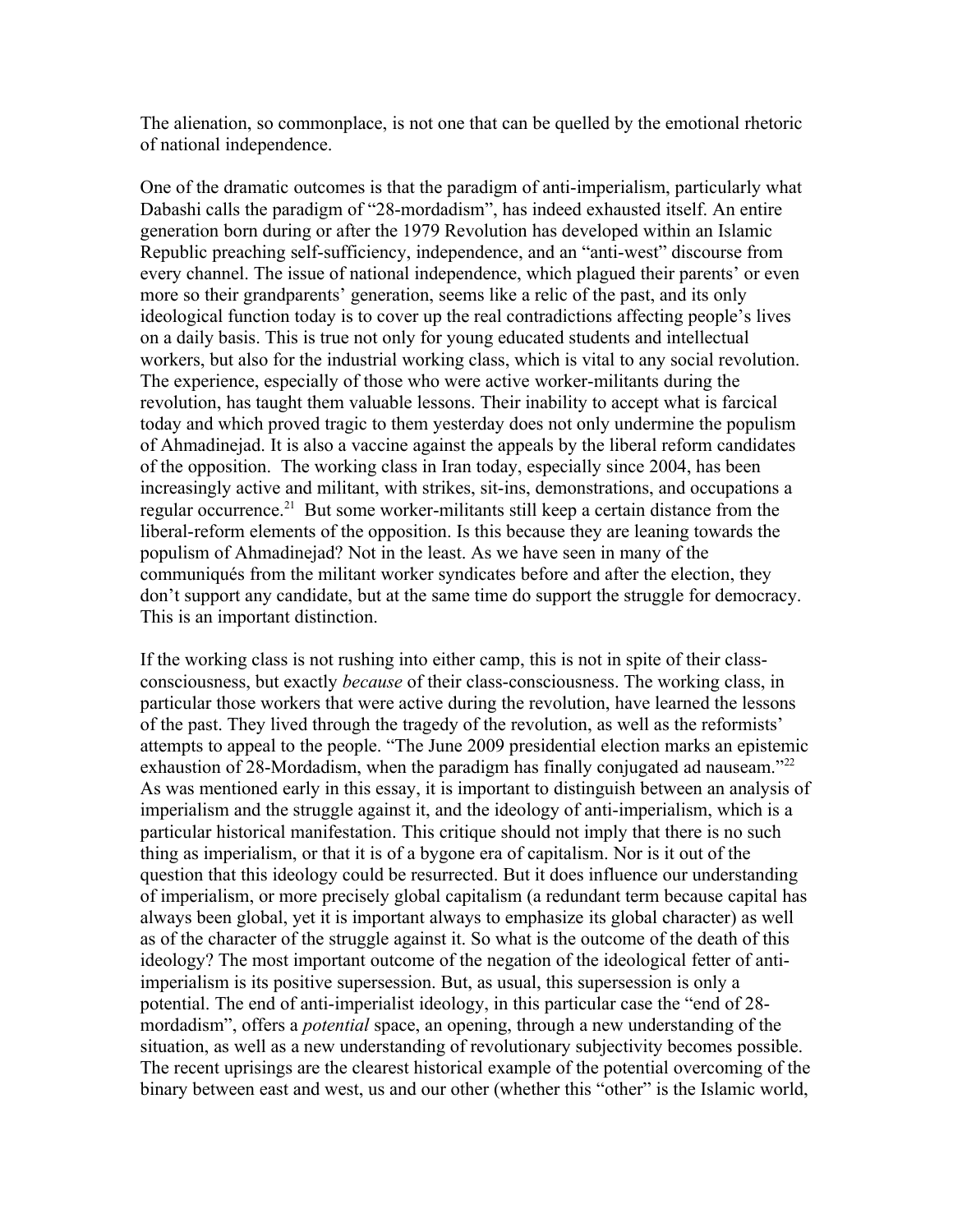The alienation, so commonplace, is not one that can be quelled by the emotional rhetoric of national independence.

One of the dramatic outcomes is that the paradigm of anti-imperialism, particularly what Dabashi calls the paradigm of "28-mordadism", has indeed exhausted itself. An entire generation born during or after the 1979 Revolution has developed within an Islamic Republic preaching self-sufficiency, independence, and an "anti-west" discourse from every channel. The issue of national independence, which plagued their parents' or even more so their grandparents' generation, seems like a relic of the past, and its only ideological function today is to cover up the real contradictions affecting people's lives on a daily basis. This is true not only for young educated students and intellectual workers, but also for the industrial working class, which is vital to any social revolution. The experience, especially of those who were active worker-militants during the revolution, has taught them valuable lessons. Their inability to accept what is farcical today and which proved tragic to them yesterday does not only undermine the populism of Ahmadinejad. It is also a vaccine against the appeals by the liberal reform candidates of the opposition. The working class in Iran today, especially since 2004, has been increasingly active and militant, with strikes, sit-ins, demonstrations, and occupations a regular occurrence.[21] But some worker-militants still keep a certain distance from the liberal-reform elements of the opposition. Is this because they are leaning towards the populism of Ahmadinejad? Not in the least. As we have seen in many of the communiqués from the militant worker syndicates before and after the election, they don't support any candidate, but at the same time do support the struggle for democracy. This is an important distinction.

If the working class is not rushing into either camp, this is not in spite of their class-consciousness, but exactly *because* of their class-consciousness. The working class, in particular those workers that were active during the revolution, have learned the lessons of the past. They lived through the tragedy of the revolution, as well as the reformists' attempts to appeal to the people. "The June 2009 presidential election marks an epistemic exhaustion of 28-Mordadism, when the paradigm has finally conjugated ad nauseam."[22] As was mentioned early in this essay, it is important to distinguish between an analysis of imperialism and the struggle against it, and the ideology of anti-imperialism, which is a particular historical manifestation. This critique should not imply that there is no such thing as imperialism, or that it is of a bygone era of capitalism. Nor is it out of the question that this ideology could be resurrected. But it does influence our understanding of imperialism, or more precisely global capitalism (a redundant term because capital has always been global, yet it is important always to emphasize its global character) as well as of the character of the struggle against it. So what is the outcome of the death of this ideology? The most important outcome of the negation of the ideological fetter of anti-imperialism is its positive supersession. But, as usual, this supersession is only a potential. The end of anti-imperialist ideology, in this particular case the "end of 28-mordadism", offers a *potential* space, an opening, through a new understanding of the situation, as well as a new understanding of revolutionary subjectivity becomes possible. The recent uprisings are the clearest historical example of the potential overcoming of the binary between east and west, us and our other (whether this "other" is the Islamic world,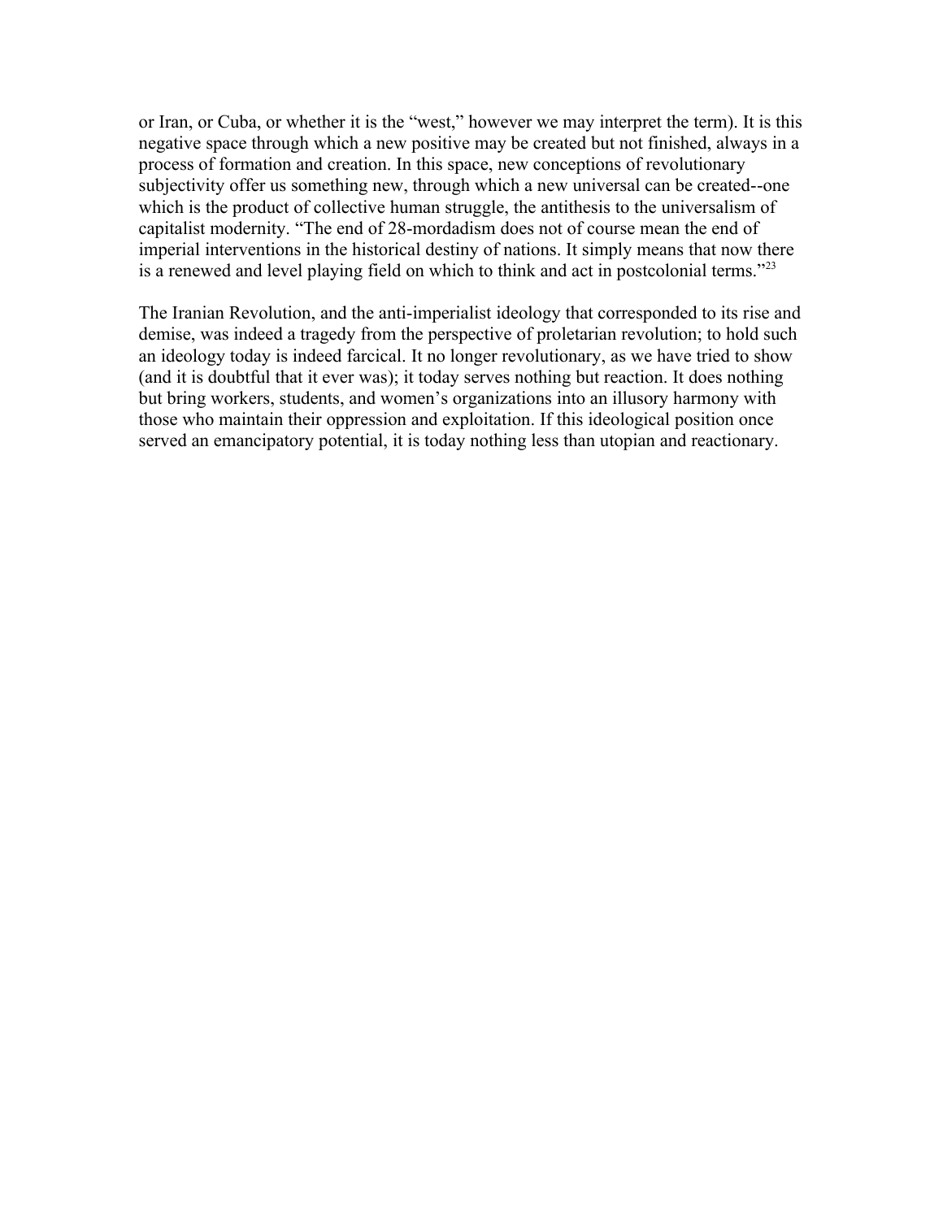or Iran, or Cuba, or whether it is the "west," however we may interpret the term). It is this negative space through which a new positive may be created but not finished, always in a process of formation and creation. In this space, new conceptions of revolutionary subjectivity offer us something new, through which a new universal can be created--one which is the product of collective human struggle, the antithesis to the universalism of capitalist modernity. "The end of 28-mordadism does not of course mean the end of imperial interventions in the historical destiny of nations. It simply means that now there is a renewed and level playing field on which to think and act in postcolonial terms."[23]

The Iranian Revolution, and the anti-imperialist ideology that corresponded to its rise and demise, was indeed a tragedy from the perspective of proletarian revolution; to hold such an ideology today is indeed farcical. It no longer revolutionary, as we have tried to show (and it is doubtful that it ever was); it today serves nothing but reaction. It does nothing but bring workers, students, and women's organizations into an illusory harmony with those who maintain their oppression and exploitation. If this ideological position once served an emancipatory potential, it is today nothing less than utopian and reactionary.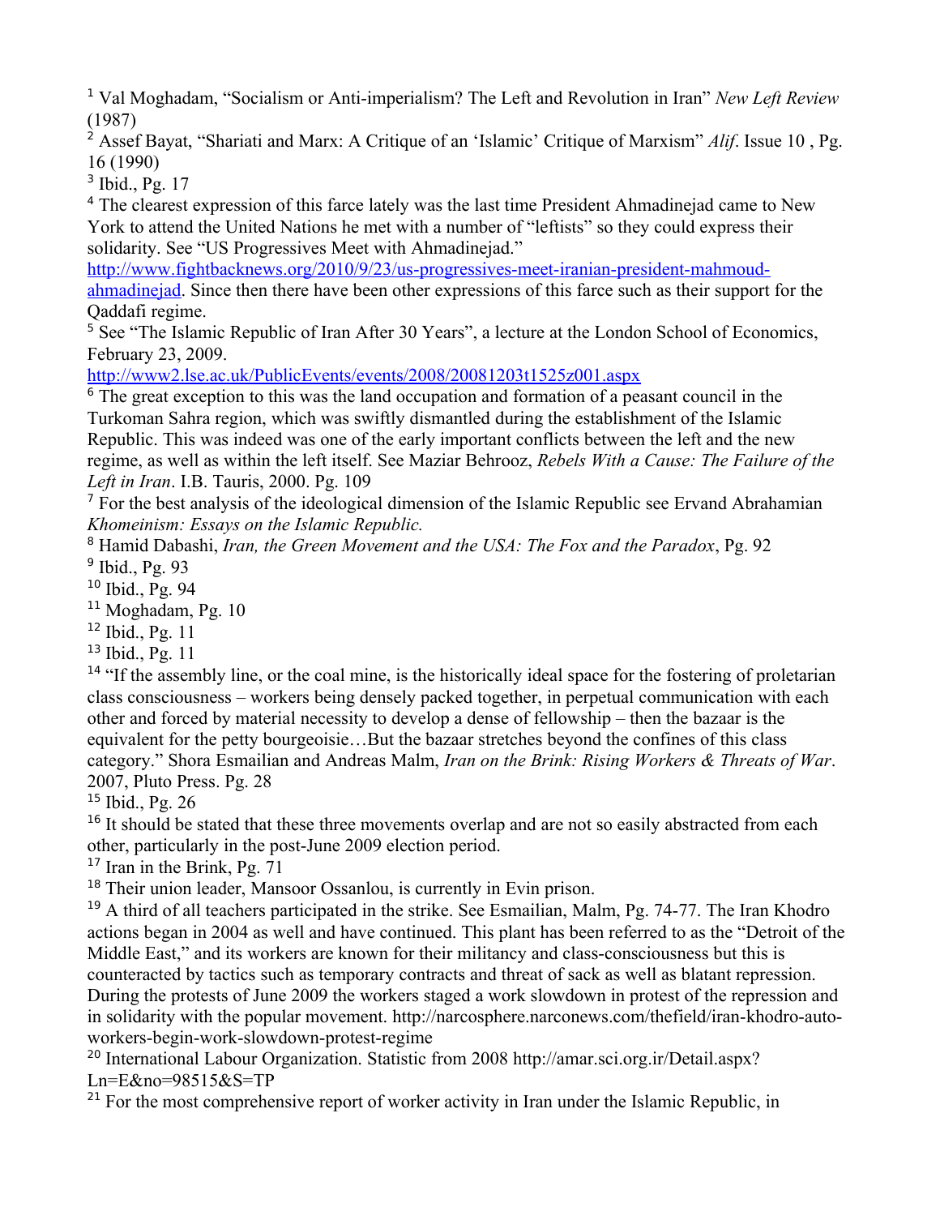[1] Val Moghadam, "Socialism or Anti-imperialism? The Left and Revolution in Iran" *New Left Review* (1987)

[2] Assef Bayat, "Shariati and Marx: A Critique of an 'Islamic' Critique of Marxism" *Alif*. Issue 10 , Pg. 16 (1990)

[3] Ibid., Pg. 17

[4] The clearest expression of this farce lately was the last time President Ahmadinejad came to New York to attend the United Nations he met with a number of "leftists" so they could express their solidarity. See "US Progressives Meet with Ahmadinejad." http://www.fightbacknews.org/2010/9/23/us-progressives-meet-iranian-president-mahmoud-ahmadinejad. Since then there have been other expressions of this farce such as their support for the Qaddafi regime.

[5] See "The Islamic Republic of Iran After 30 Years", a lecture at the London School of Economics, February 23, 2009. http://www2.lse.ac.uk/PublicEvents/events/2008/20081203t1525z001.aspx

[6] The great exception to this was the land occupation and formation of a peasant council in the Turkoman Sahra region, which was swiftly dismantled during the establishment of the Islamic Republic. This was indeed was one of the early important conflicts between the left and the new regime, as well as within the left itself. See Maziar Behrooz, *Rebels With a Cause: The Failure of the Left in Iran*. I.B. Tauris, 2000. Pg. 109

[7] For the best analysis of the ideological dimension of the Islamic Republic see Ervand Abrahamian *Khomeinism: Essays on the Islamic Republic.*

[8] Hamid Dabashi, *Iran, the Green Movement and the USA: The Fox and the Paradox*, Pg. 92

[9] Ibid., Pg. 93

[10] Ibid., Pg. 94

[11] Moghadam, Pg. 10

[12] Ibid., Pg. 11

[13] Ibid., Pg. 11

[14] "If the assembly line, or the coal mine, is the historically ideal space for the fostering of proletarian class consciousness – workers being densely packed together, in perpetual communication with each other and forced by material necessity to develop a dense of fellowship – then the bazaar is the equivalent for the petty bourgeoisie…But the bazaar stretches beyond the confines of this class category." Shora Esmailian and Andreas Malm, *Iran on the Brink: Rising Workers & Threats of War*. 2007, Pluto Press. Pg. 28

[15] Ibid., Pg. 26

[16] It should be stated that these three movements overlap and are not so easily abstracted from each other, particularly in the post-June 2009 election period.

[17] Iran in the Brink, Pg. 71

[18] Their union leader, Mansoor Ossanlou, is currently in Evin prison.

[19] A third of all teachers participated in the strike. See Esmailian, Malm, Pg. 74-77. The Iran Khodro actions began in 2004 as well and have continued. This plant has been referred to as the "Detroit of the Middle East," and its workers are known for their militancy and class-consciousness but this is counteracted by tactics such as temporary contracts and threat of sack as well as blatant repression. During the protests of June 2009 the workers staged a work slowdown in protest of the repression and in solidarity with the popular movement. http://narcosphere.narconews.com/thefield/iran-khodro-auto-workers-begin-work-slowdown-protest-regime

[20] International Labour Organization. Statistic from 2008 http://amar.sci.org.ir/Detail.aspx?Ln=E&no=98515&S=TP

[21] For the most comprehensive report of worker activity in Iran under the Islamic Republic, in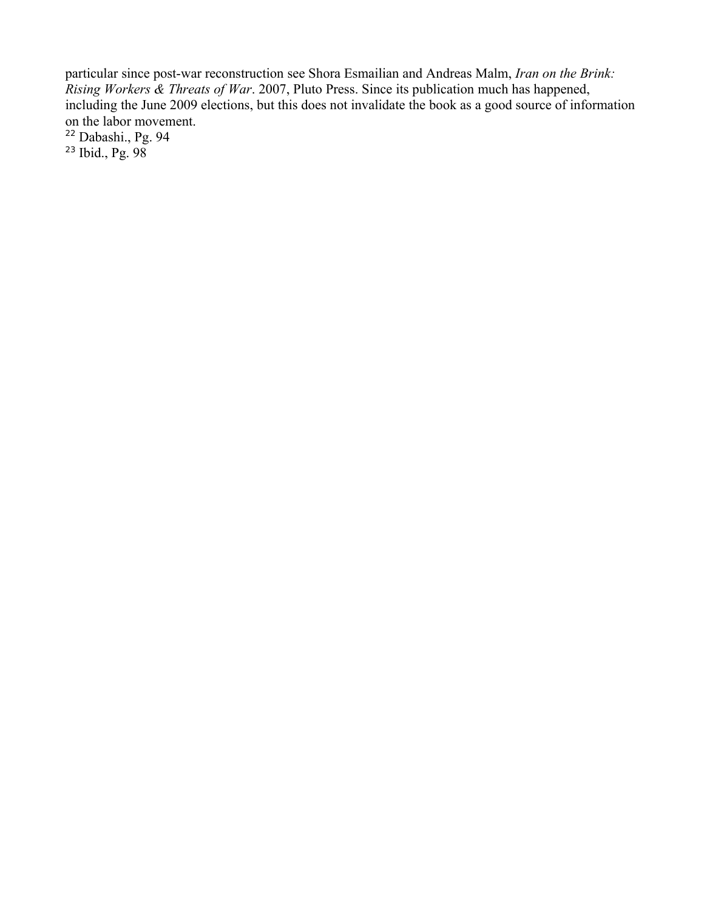particular since post-war reconstruction see Shora Esmailian and Andreas Malm, *Iran on the Brink: Rising Workers & Threats of War*. 2007, Pluto Press. Since its publication much has happened, including the June 2009 elections, but this does not invalidate the book as a good source of information on the labor movement.

[22] Dabashi., Pg. 94

[23] Ibid., Pg. 98